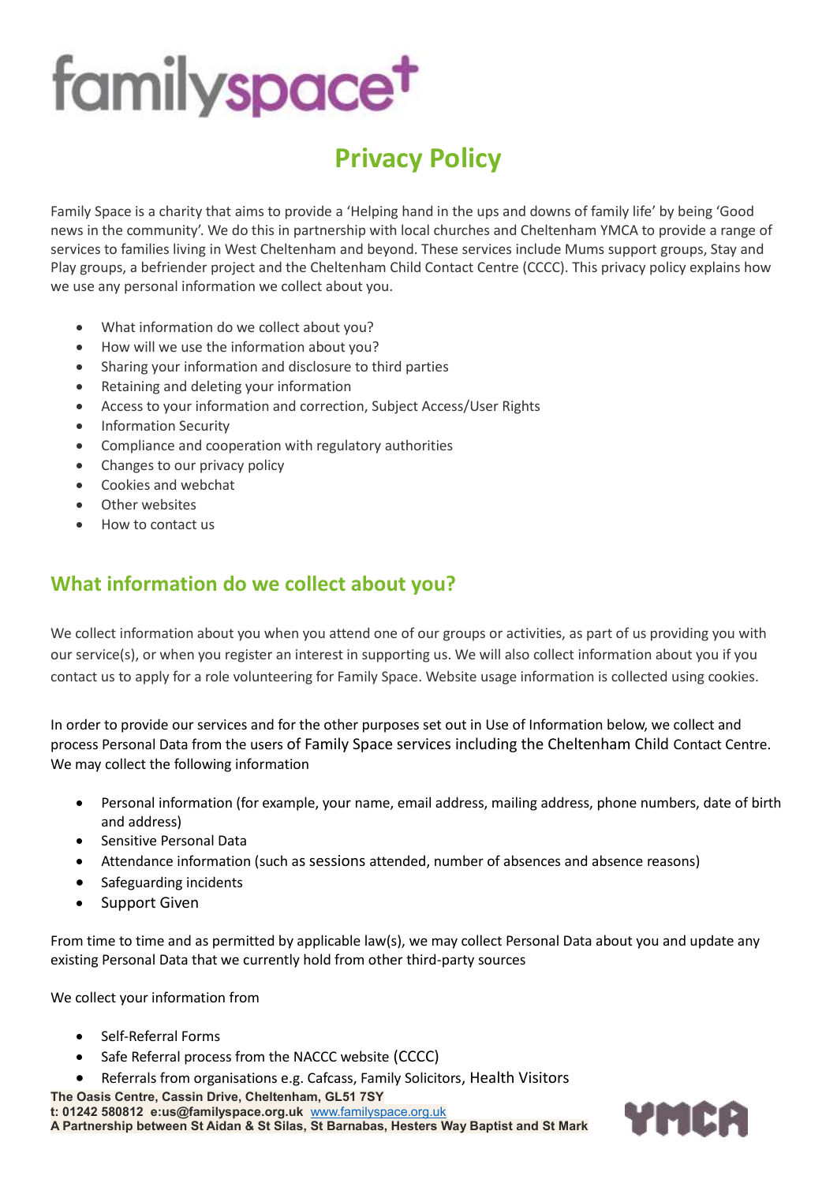# Privacy Policy

Family Space is a charity that aims to provide a 'Helping hand in the ups and downs of family life' by being 'Good news in the community'. We do this in partnership with local churches and Cheltenham YMCA to provide a range of services to families living in West Cheltenham and beyond. These services include Mums support groups, Stay and Play groups, a befriender project and the Cheltenham Child Contact Centre (CCCC). This privacy policy explains how we use any personal information we collect about you.

- What information do we collect about you?
- How will we use the information about you?
- Sharing your information and disclosure to third parties
- Retaining and deleting your information
- Access to your information and correction, Subject Access/User Rights
- Information Security
- Compliance and cooperation with regulatory authorities
- Changes to our privacy policy
- Cookies and webchat
- Other websites
- How to contact us

## What information do we collect about you?

We collect information about you when you attend one of our groups or activities, as part of us providing you with our service(s), or when you register an interest in supporting us. We will also collect information about you if you contact us to apply for a role volunteering for Family Space. Website usage information is collected using cookies.

In order to provide our services and for the other purposes set out in Use of Information below, we collect and process Personal Data from the users of Family Space services including the Cheltenham Child Contact Centre. We may collect the following information

- Personal information (for example, your name, email address, mailing address, phone numbers, date of birth and address)
- Sensitive Personal Data
- Attendance information (such as sessions attended, number of absences and absence reasons)
- Safeguarding incidents
- Support Given

From time to time and as permitted by applicable law(s), we may collect Personal Data about you and update any existing Personal Data that we currently hold from other third-party sources

We collect your information from

- Self-Referral Forms
- Safe Referral process from the NACCC website (CCCC)
- Referrals from organisations e.g. Cafcass, Family Solicitors, Health Visitors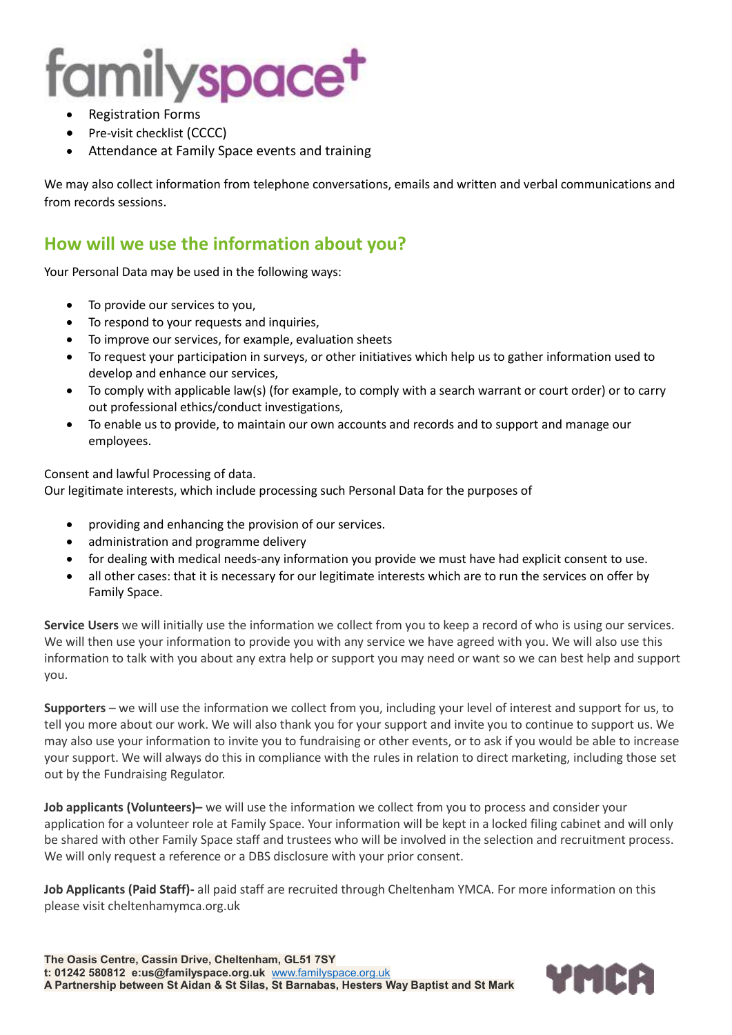- Registration Forms
- Pre-visit checklist (CCCC)
- Attendance at Family Space events and training

We may also collect information from telephone conversations, emails and written and verbal communications and from records sessions.

## How will we use the information about you?

Your Personal Data may be used in the following ways:

- To provide our services to you,
- To respond to your requests and inquiries,
- To improve our services, for example, evaluation sheets
- To request your participation in surveys, or other initiatives which help us to gather information used to develop and enhance our services,
- To comply with applicable law(s) (for example, to comply with a search warrant or court order) or to carry out professional ethics/conduct investigations,
- To enable us to provide, to maintain our own accounts and records and to support and manage our employees.

Consent and lawful Processing of data.
Our legitimate interests, which include processing such Personal Data for the purposes of

- providing and enhancing the provision of our services.
- administration and programme delivery
- for dealing with medical needs-any information you provide we must have had explicit consent to use.
- all other cases: that it is necessary for our legitimate interests which are to run the services on offer by Family Space.

**Service Users** we will initially use the information we collect from you to keep a record of who is using our services. We will then use your information to provide you with any service we have agreed with you. We will also use this information to talk with you about any extra help or support you may need or want so we can best help and support you.

**Supporters** – we will use the information we collect from you, including your level of interest and support for us, to tell you more about our work. We will also thank you for your support and invite you to continue to support us. We may also use your information to invite you to fundraising or other events, or to ask if you would be able to increase your support. We will always do this in compliance with the rules in relation to direct marketing, including those set out by the Fundraising Regulator.

**Job applicants (Volunteers)–** we will use the information we collect from you to process and consider your application for a volunteer role at Family Space. Your information will be kept in a locked filing cabinet and will only be shared with other Family Space staff and trustees who will be involved in the selection and recruitment process. We will only request a reference or a DBS disclosure with your prior consent.

**Job Applicants (Paid Staff)-** all paid staff are recruited through Cheltenham YMCA. For more information on this please visit cheltenhamymca.org.uk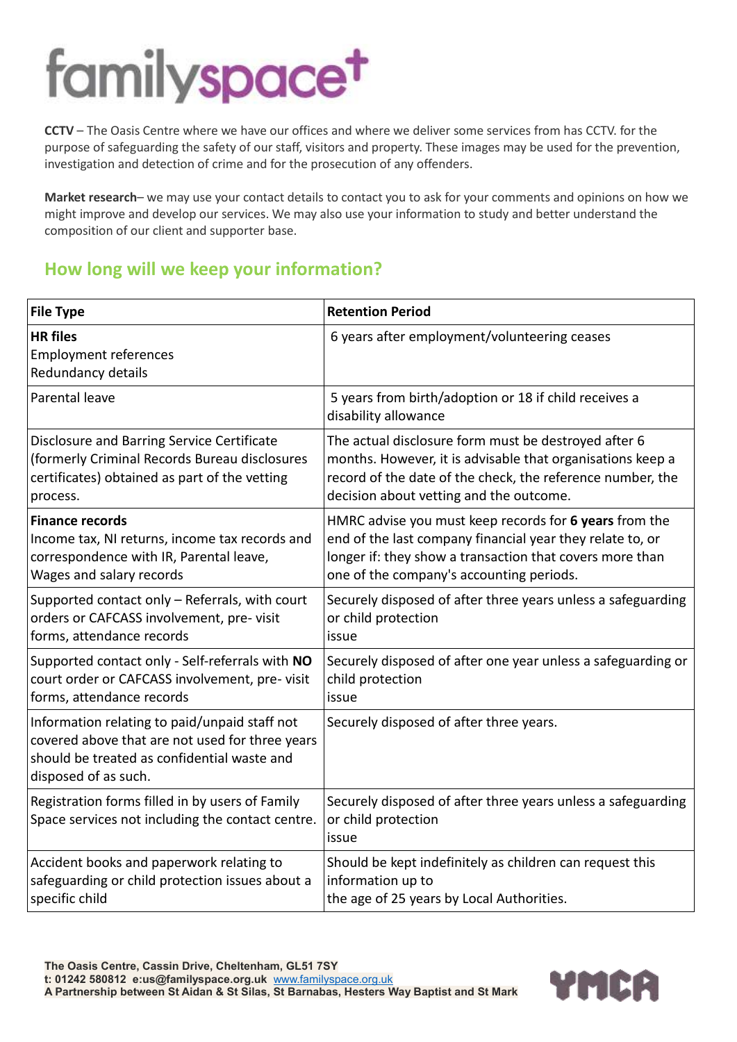**CCTV** – The Oasis Centre where we have our offices and where we deliver some services from has CCTV. for the purpose of safeguarding the safety of our staff, visitors and property. These images may be used for the prevention, investigation and detection of crime and for the prosecution of any offenders.

**Market research**– we may use your contact details to contact you to ask for your comments and opinions on how we might improve and develop our services. We may also use your information to study and better understand the composition of our client and supporter base.

## How long will we keep your information?

| File Type | Retention Period |
|---|---|
| **HR files**<br>Employment references<br>Redundancy details | 6 years after employment/volunteering ceases |
| Parental leave | 5 years from birth/adoption or 18 if child receives a disability allowance |
| Disclosure and Barring Service Certificate (formerly Criminal Records Bureau disclosures certificates) obtained as part of the vetting process. | The actual disclosure form must be destroyed after 6 months. However, it is advisable that organisations keep a record of the date of the check, the reference number, the decision about vetting and the outcome. |
| **Finance records**<br>Income tax, NI returns, income tax records and correspondence with IR, Parental leave, Wages and salary records | HMRC advise you must keep records for **6 years** from the end of the last company financial year they relate to, or longer if: they show a transaction that covers more than one of the company's accounting periods. |
| Supported contact only – Referrals, with court orders or CAFCASS involvement, pre- visit forms, attendance records | Securely disposed of after three years unless a safeguarding or child protection issue |
| Supported contact only - Self-referrals with **NO** court order or CAFCASS involvement, pre- visit forms, attendance records | Securely disposed of after one year unless a safeguarding or child protection issue |
| Information relating to paid/unpaid staff not covered above that are not used for three years should be treated as confidential waste and disposed of as such. | Securely disposed of after three years. |
| Registration forms filled in by users of Family Space services not including the contact centre. | Securely disposed of after three years unless a safeguarding or child protection issue |
| Accident books and paperwork relating to safeguarding or child protection issues about a specific child | Should be kept indefinitely as children can request this information up to the age of 25 years by Local Authorities. |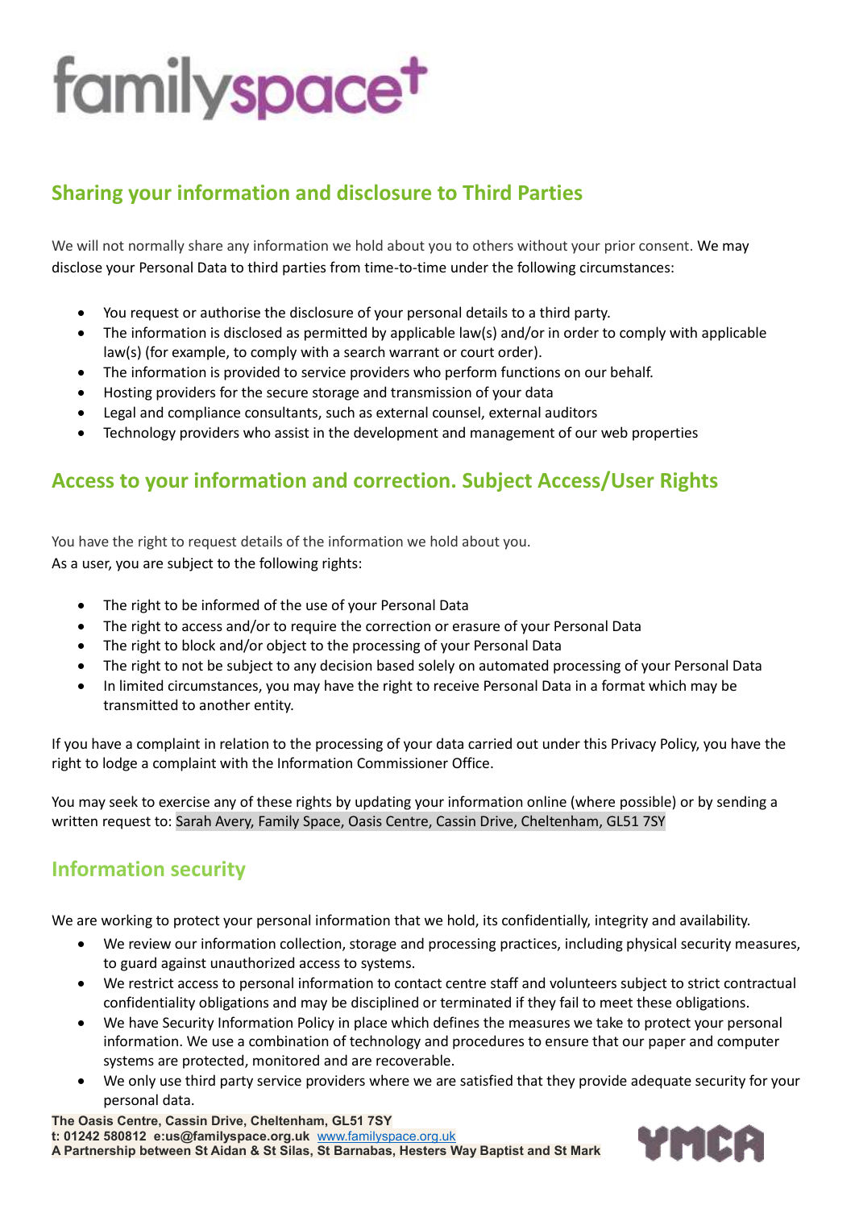## Sharing your information and disclosure to Third Parties

We will not normally share any information we hold about you to others without your prior consent. We may disclose your Personal Data to third parties from time-to-time under the following circumstances:

- You request or authorise the disclosure of your personal details to a third party.
- The information is disclosed as permitted by applicable law(s) and/or in order to comply with applicable law(s) (for example, to comply with a search warrant or court order).
- The information is provided to service providers who perform functions on our behalf.
- Hosting providers for the secure storage and transmission of your data
- Legal and compliance consultants, such as external counsel, external auditors
- Technology providers who assist in the development and management of our web properties

## Access to your information and correction. Subject Access/User Rights

You have the right to request details of the information we hold about you.
As a user, you are subject to the following rights:

- The right to be informed of the use of your Personal Data
- The right to access and/or to require the correction or erasure of your Personal Data
- The right to block and/or object to the processing of your Personal Data
- The right to not be subject to any decision based solely on automated processing of your Personal Data
- In limited circumstances, you may have the right to receive Personal Data in a format which may be transmitted to another entity.

If you have a complaint in relation to the processing of your data carried out under this Privacy Policy, you have the right to lodge a complaint with the Information Commissioner Office.

You may seek to exercise any of these rights by updating your information online (where possible) or by sending a written request to: Sarah Avery, Family Space, Oasis Centre, Cassin Drive, Cheltenham, GL51 7SY

## Information security

We are working to protect your personal information that we hold, its confidentially, integrity and availability.

- We review our information collection, storage and processing practices, including physical security measures, to guard against unauthorized access to systems.
- We restrict access to personal information to contact centre staff and volunteers subject to strict contractual confidentiality obligations and may be disciplined or terminated if they fail to meet these obligations.
- We have Security Information Policy in place which defines the measures we take to protect your personal information. We use a combination of technology and procedures to ensure that our paper and computer systems are protected, monitored and are recoverable.
- We only use third party service providers where we are satisfied that they provide adequate security for your personal data.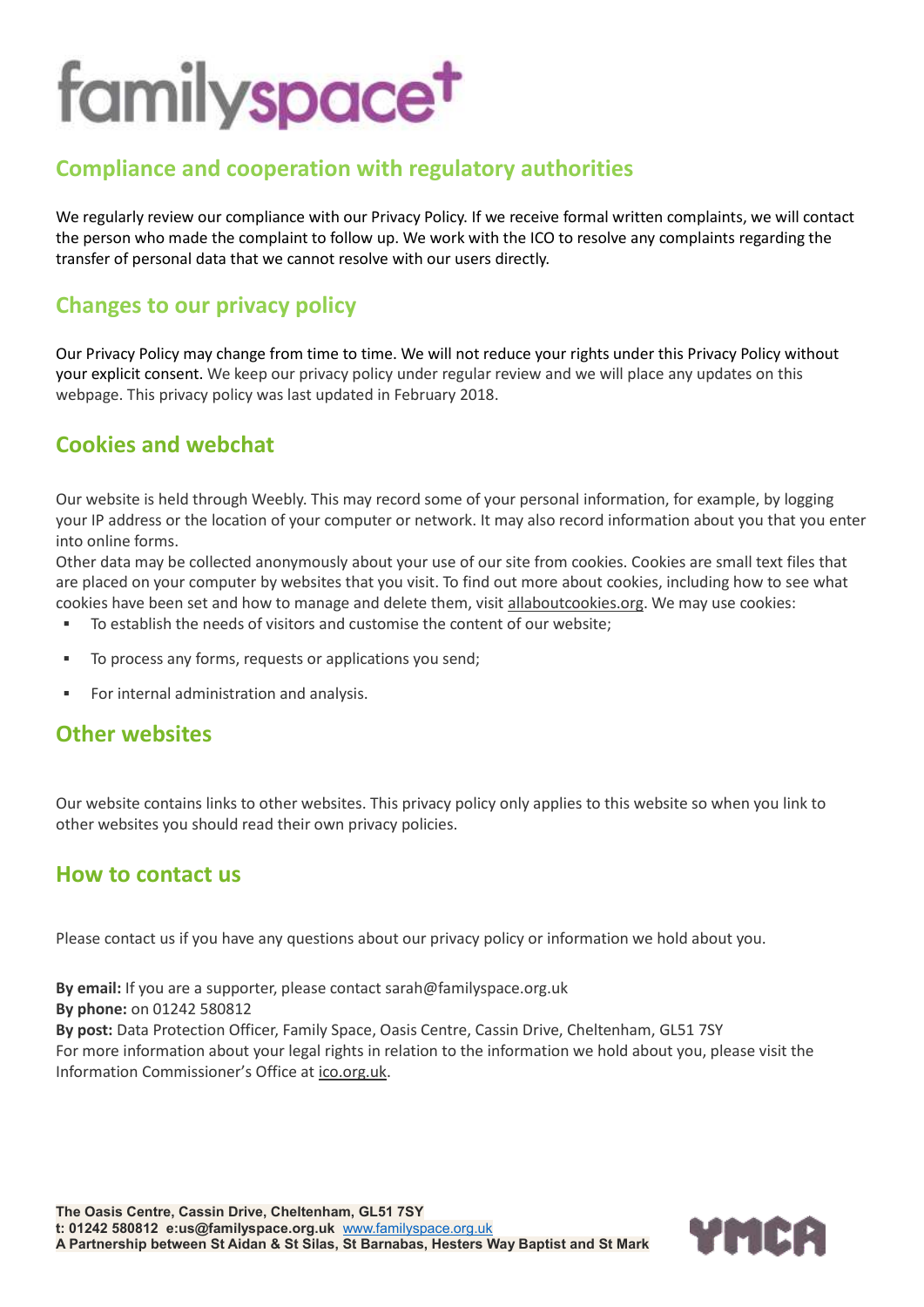## Compliance and cooperation with regulatory authorities

We regularly review our compliance with our Privacy Policy. If we receive formal written complaints, we will contact the person who made the complaint to follow up. We work with the ICO to resolve any complaints regarding the transfer of personal data that we cannot resolve with our users directly.

## Changes to our privacy policy

Our Privacy Policy may change from time to time. We will not reduce your rights under this Privacy Policy without your explicit consent. We keep our privacy policy under regular review and we will place any updates on this webpage. This privacy policy was last updated in February 2018.

## Cookies and webchat

Our website is held through Weebly. This may record some of your personal information, for example, by logging your IP address or the location of your computer or network. It may also record information about you that you enter into online forms.

Other data may be collected anonymously about your use of our site from cookies. Cookies are small text files that are placed on your computer by websites that you visit. To find out more about cookies, including how to see what cookies have been set and how to manage and delete them, visit allaboutcookies.org. We may use cookies:

- To establish the needs of visitors and customise the content of our website;
- To process any forms, requests or applications you send;
- For internal administration and analysis.

## Other websites

Our website contains links to other websites. This privacy policy only applies to this website so when you link to other websites you should read their own privacy policies.

## How to contact us

Please contact us if you have any questions about our privacy policy or information we hold about you.

**By email:** If you are a supporter, please contact sarah@familyspace.org.uk
**By phone:** on 01242 580812
**By post:** Data Protection Officer, Family Space, Oasis Centre, Cassin Drive, Cheltenham, GL51 7SY
For more information about your legal rights in relation to the information we hold about you, please visit the Information Commissioner's Office at ico.org.uk.